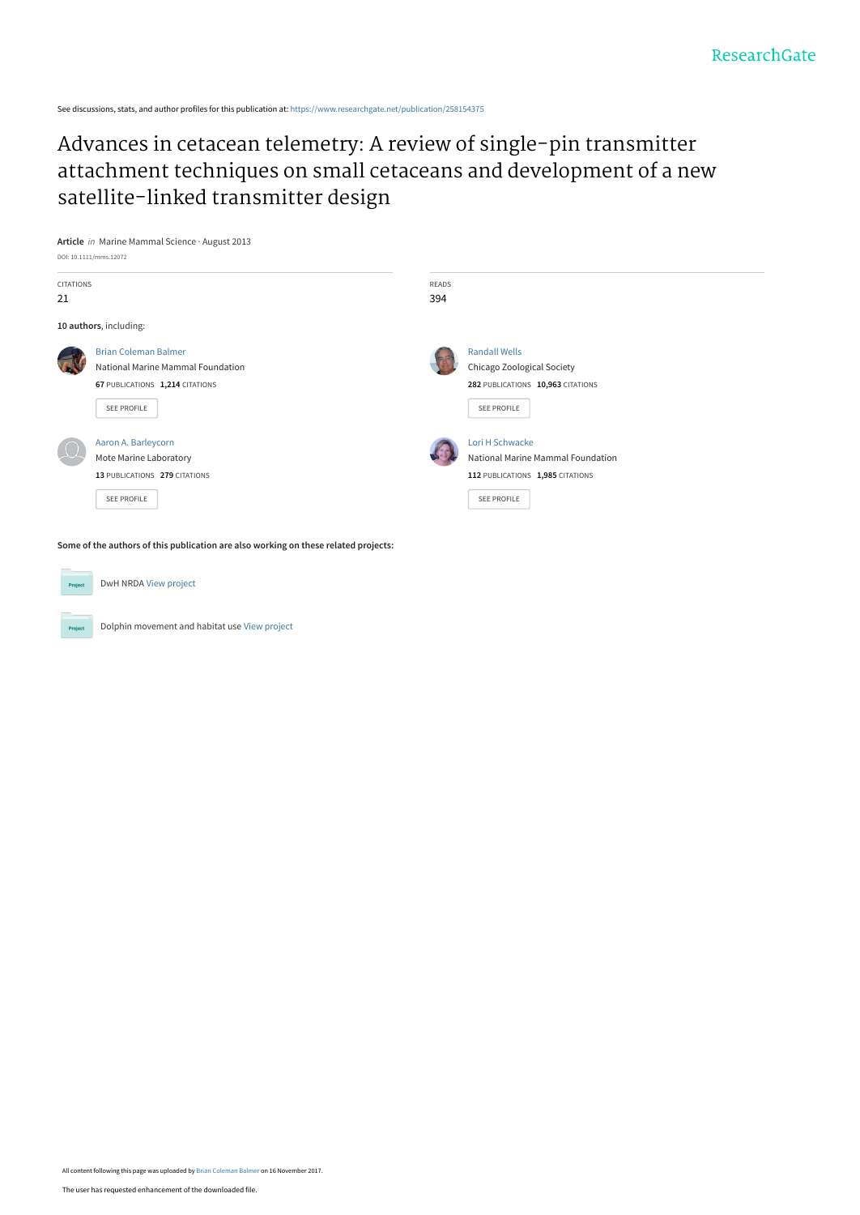See discussions, stats, and author profiles for this publication at: https://www.researchgate.net/publication/258154375

# Advances in cetacean telemetry: A review of single-pin transmitter attachment techniques on small cetaceans and development of a new satellite-linked transmitter design

**Article** *in* Marine Mammal Science · August 2013

DOI: 10.1111/mms.12072

CITATIONS

21

READS

394

**10 authors**, including:

Brian Coleman Balmer
National Marine Mammal Foundation
**67** PUBLICATIONS **1,214** CITATIONS

SEE PROFILE

Randall Wells
Chicago Zoological Society
**282** PUBLICATIONS **10,963** CITATIONS

SEE PROFILE

Aaron A. Barleycorn
Mote Marine Laboratory
**13** PUBLICATIONS **279** CITATIONS

SEE PROFILE

Lori H Schwacke
National Marine Mammal Foundation
**112** PUBLICATIONS **1,985** CITATIONS

SEE PROFILE

**Some of the authors of this publication are also working on these related projects:**

Project: DwH NRDA View project

Project: Dolphin movement and habitat use View project

All content following this page was uploaded by Brian Coleman Balmer on 16 November 2017.

The user has requested enhancement of the downloaded file.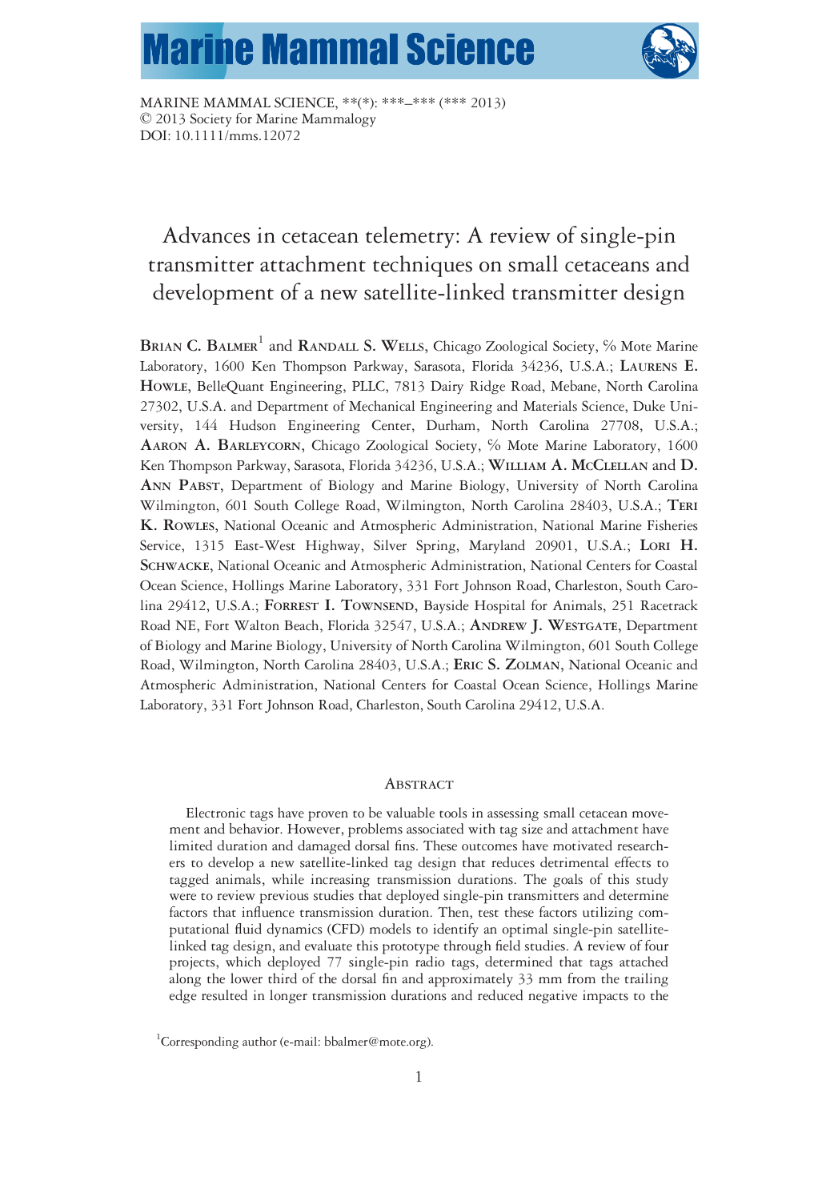MARINE MAMMAL SCIENCE, **(*): ***–*** (*** 2013)
© 2013 Society for Marine Mammalogy
DOI: 10.1111/mms.12072

# Advances in cetacean telemetry: A review of single-pin transmitter attachment techniques on small cetaceans and development of a new satellite-linked transmitter design

**Brian C. Balmer**[1] and **Randall S. Wells**, Chicago Zoological Society, % Mote Marine Laboratory, 1600 Ken Thompson Parkway, Sarasota, Florida 34236, U.S.A.; **Laurens E. Howle**, BelleQuant Engineering, PLLC, 7813 Dairy Ridge Road, Mebane, North Carolina 27302, U.S.A. and Department of Mechanical Engineering and Materials Science, Duke University, 144 Hudson Engineering Center, Durham, North Carolina 27708, U.S.A.; **Aaron A. Barleycorn**, Chicago Zoological Society, % Mote Marine Laboratory, 1600 Ken Thompson Parkway, Sarasota, Florida 34236, U.S.A.; **William A. McClellan** and **D. Ann Pabst**, Department of Biology and Marine Biology, University of North Carolina Wilmington, 601 South College Road, Wilmington, North Carolina 28403, U.S.A.; **Teri K. Rowles**, National Oceanic and Atmospheric Administration, National Marine Fisheries Service, 1315 East-West Highway, Silver Spring, Maryland 20901, U.S.A.; **Lori H. Schwacke**, National Oceanic and Atmospheric Administration, National Centers for Coastal Ocean Science, Hollings Marine Laboratory, 331 Fort Johnson Road, Charleston, South Carolina 29412, U.S.A.; **Forrest I. Townsend**, Bayside Hospital for Animals, 251 Racetrack Road NE, Fort Walton Beach, Florida 32547, U.S.A.; **Andrew J. Westgate**, Department of Biology and Marine Biology, University of North Carolina Wilmington, 601 South College Road, Wilmington, North Carolina 28403, U.S.A.; **Eric S. Zolman**, National Oceanic and Atmospheric Administration, National Centers for Coastal Ocean Science, Hollings Marine Laboratory, 331 Fort Johnson Road, Charleston, South Carolina 29412, U.S.A.

## Abstract

Electronic tags have proven to be valuable tools in assessing small cetacean movement and behavior. However, problems associated with tag size and attachment have limited duration and damaged dorsal fins. These outcomes have motivated researchers to develop a new satellite-linked tag design that reduces detrimental effects to tagged animals, while increasing transmission durations. The goals of this study were to review previous studies that deployed single-pin transmitters and determine factors that influence transmission duration. Then, test these factors utilizing computational fluid dynamics (CFD) models to identify an optimal single-pin satellite-linked tag design, and evaluate this prototype through field studies. A review of four projects, which deployed 77 single-pin radio tags, determined that tags attached along the lower third of the dorsal fin and approximately 33 mm from the trailing edge resulted in longer transmission durations and reduced negative impacts to the

[1]Corresponding author (e-mail: bbalmer@mote.org).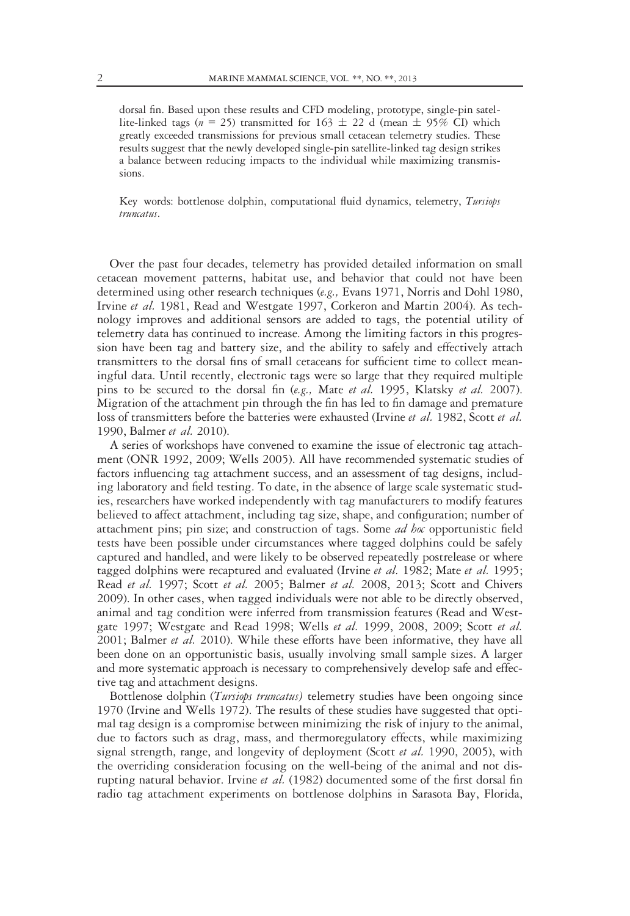dorsal fin. Based upon these results and CFD modeling, prototype, single-pin satellite-linked tags ($n$ = 25) transmitted for 163 ± 22 d (mean ± 95% CI) which greatly exceeded transmissions for previous small cetacean telemetry studies. These results suggest that the newly developed single-pin satellite-linked tag design strikes a balance between reducing impacts to the individual while maximizing transmissions.

Key words: bottlenose dolphin, computational fluid dynamics, telemetry, *Tursiops truncatus*.

Over the past four decades, telemetry has provided detailed information on small cetacean movement patterns, habitat use, and behavior that could not have been determined using other research techniques (*e.g.,* Evans 1971, Norris and Dohl 1980, Irvine *et al.* 1981, Read and Westgate 1997, Corkeron and Martin 2004). As technology improves and additional sensors are added to tags, the potential utility of telemetry data has continued to increase. Among the limiting factors in this progression have been tag and battery size, and the ability to safely and effectively attach transmitters to the dorsal fins of small cetaceans for sufficient time to collect meaningful data. Until recently, electronic tags were so large that they required multiple pins to be secured to the dorsal fin (*e.g.,* Mate *et al.* 1995, Klatsky *et al.* 2007). Migration of the attachment pin through the fin has led to fin damage and premature loss of transmitters before the batteries were exhausted (Irvine *et al.* 1982, Scott *et al.* 1990, Balmer *et al.* 2010).

A series of workshops have convened to examine the issue of electronic tag attachment (ONR 1992, 2009; Wells 2005). All have recommended systematic studies of factors influencing tag attachment success, and an assessment of tag designs, including laboratory and field testing. To date, in the absence of large scale systematic studies, researchers have worked independently with tag manufacturers to modify features believed to affect attachment, including tag size, shape, and configuration; number of attachment pins; pin size; and construction of tags. Some *ad hoc* opportunistic field tests have been possible under circumstances where tagged dolphins could be safely captured and handled, and were likely to be observed repeatedly postrelease or where tagged dolphins were recaptured and evaluated (Irvine *et al.* 1982; Mate *et al.* 1995; Read *et al.* 1997; Scott *et al.* 2005; Balmer *et al.* 2008, 2013; Scott and Chivers 2009). In other cases, when tagged individuals were not able to be directly observed, animal and tag condition were inferred from transmission features (Read and Westgate 1997; Westgate and Read 1998; Wells *et al.* 1999, 2008, 2009; Scott *et al.* 2001; Balmer *et al.* 2010). While these efforts have been informative, they have all been done on an opportunistic basis, usually involving small sample sizes. A larger and more systematic approach is necessary to comprehensively develop safe and effective tag and attachment designs.

Bottlenose dolphin (*Tursiops truncatus)* telemetry studies have been ongoing since 1970 (Irvine and Wells 1972). The results of these studies have suggested that optimal tag design is a compromise between minimizing the risk of injury to the animal, due to factors such as drag, mass, and thermoregulatory effects, while maximizing signal strength, range, and longevity of deployment (Scott *et al.* 1990, 2005), with the overriding consideration focusing on the well-being of the animal and not disrupting natural behavior. Irvine *et al.* (1982) documented some of the first dorsal fin radio tag attachment experiments on bottlenose dolphins in Sarasota Bay, Florida,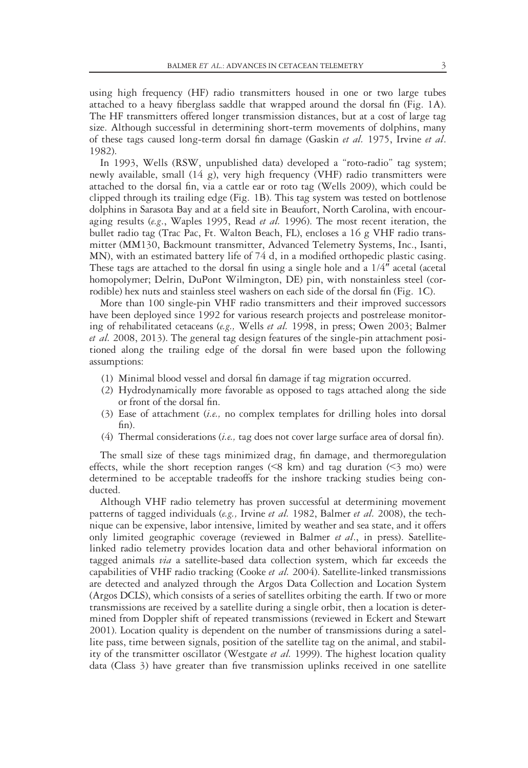using high frequency (HF) radio transmitters housed in one or two large tubes attached to a heavy fiberglass saddle that wrapped around the dorsal fin (Fig. 1A). The HF transmitters offered longer transmission distances, but at a cost of large tag size. Although successful in determining short-term movements of dolphins, many of these tags caused long-term dorsal fin damage (Gaskin *et al.* 1975, Irvine *et al.* 1982).

In 1993, Wells (RSW, unpublished data) developed a "roto-radio" tag system; newly available, small (14 g), very high frequency (VHF) radio transmitters were attached to the dorsal fin, via a cattle ear or roto tag (Wells 2009), which could be clipped through its trailing edge (Fig. 1B). This tag system was tested on bottlenose dolphins in Sarasota Bay and at a field site in Beaufort, North Carolina, with encouraging results (*e.g.*, Waples 1995, Read *et al.* 1996). The most recent iteration, the bullet radio tag (Trac Pac, Ft. Walton Beach, FL), encloses a 16 g VHF radio transmitter (MM130, Backmount transmitter, Advanced Telemetry Systems, Inc., Isanti, MN), with an estimated battery life of 74 d, in a modified orthopedic plastic casing. These tags are attached to the dorsal fin using a single hole and a 1/4″ acetal (acetal homopolymer; Delrin, DuPont Wilmington, DE) pin, with nonstainless steel (corrodible) hex nuts and stainless steel washers on each side of the dorsal fin (Fig. 1C).

More than 100 single-pin VHF radio transmitters and their improved successors have been deployed since 1992 for various research projects and postrelease monitoring of rehabilitated cetaceans (*e.g.,* Wells *et al.* 1998, in press; Owen 2003; Balmer *et al.* 2008, 2013). The general tag design features of the single-pin attachment positioned along the trailing edge of the dorsal fin were based upon the following assumptions:

(1) Minimal blood vessel and dorsal fin damage if tag migration occurred.
(2) Hydrodynamically more favorable as opposed to tags attached along the side or front of the dorsal fin.
(3) Ease of attachment (*i.e.,* no complex templates for drilling holes into dorsal fin).
(4) Thermal considerations (*i.e.,* tag does not cover large surface area of dorsal fin).

The small size of these tags minimized drag, fin damage, and thermoregulation effects, while the short reception ranges (<8 km) and tag duration (<3 mo) were determined to be acceptable tradeoffs for the inshore tracking studies being conducted.

Although VHF radio telemetry has proven successful at determining movement patterns of tagged individuals (*e.g.,* Irvine *et al.* 1982, Balmer *et al.* 2008), the technique can be expensive, labor intensive, limited by weather and sea state, and it offers only limited geographic coverage (reviewed in Balmer *et al*., in press). Satellite-linked radio telemetry provides location data and other behavioral information on tagged animals *via* a satellite-based data collection system, which far exceeds the capabilities of VHF radio tracking (Cooke *et al.* 2004). Satellite-linked transmissions are detected and analyzed through the Argos Data Collection and Location System (Argos DCLS), which consists of a series of satellites orbiting the earth. If two or more transmissions are received by a satellite during a single orbit, then a location is determined from Doppler shift of repeated transmissions (reviewed in Eckert and Stewart 2001). Location quality is dependent on the number of transmissions during a satellite pass, time between signals, position of the satellite tag on the animal, and stability of the transmitter oscillator (Westgate *et al.* 1999). The highest location quality data (Class 3) have greater than five transmission uplinks received in one satellite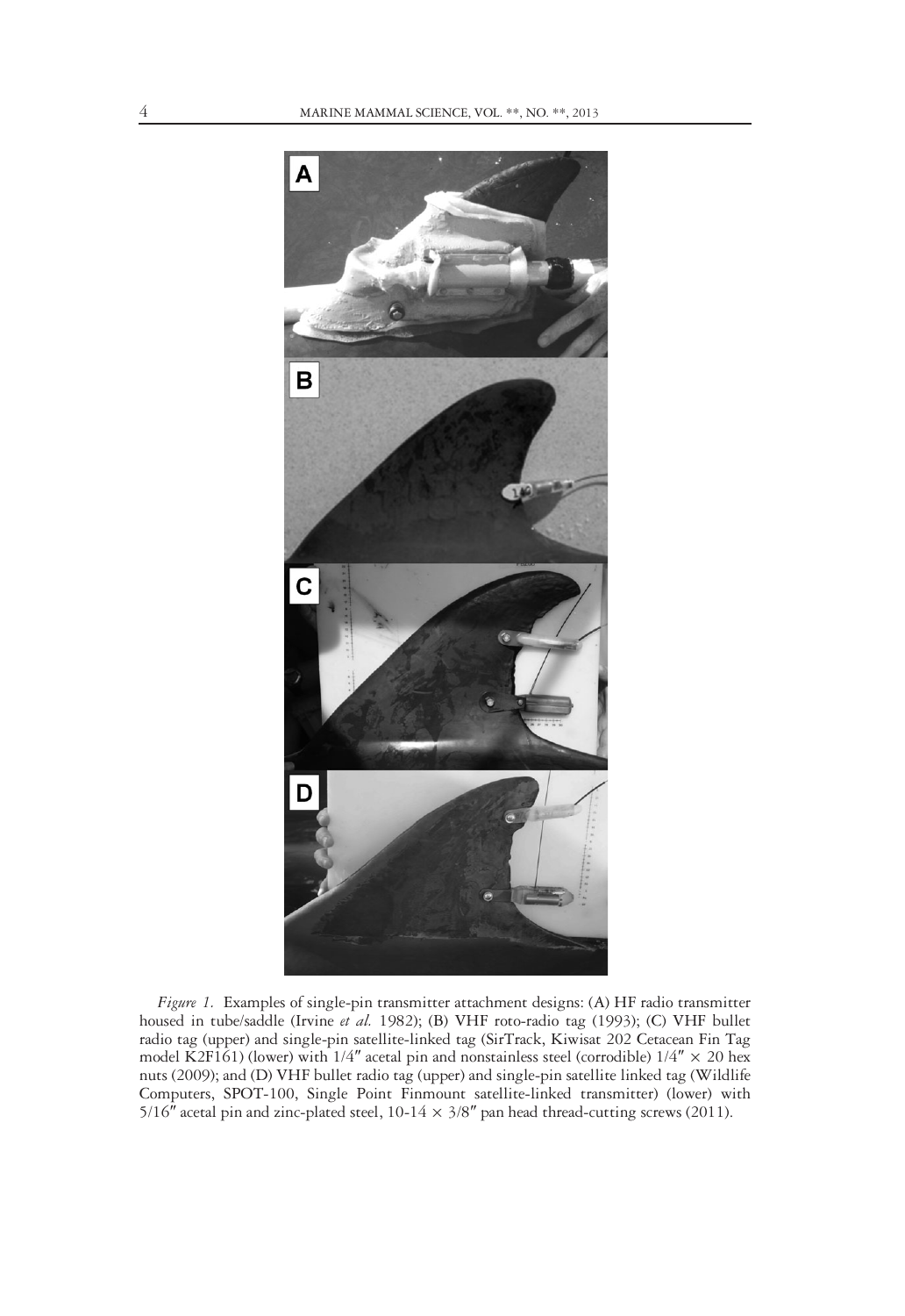*Figure 1.* Examples of single-pin transmitter attachment designs: (A) HF radio transmitter housed in tube/saddle (Irvine *et al.* 1982); (B) VHF roto-radio tag (1993); (C) VHF bullet radio tag (upper) and single-pin satellite-linked tag (SirTrack, Kiwisat 202 Cetacean Fin Tag model K2F161) (lower) with 1/4″ acetal pin and nonstainless steel (corrodible) 1/4″ × 20 hex nuts (2009); and (D) VHF bullet radio tag (upper) and single-pin satellite linked tag (Wildlife Computers, SPOT-100, Single Point Finmount satellite-linked transmitter) (lower) with 5/16″ acetal pin and zinc-plated steel, 10-14 × 3/8″ pan head thread-cutting screws (2011).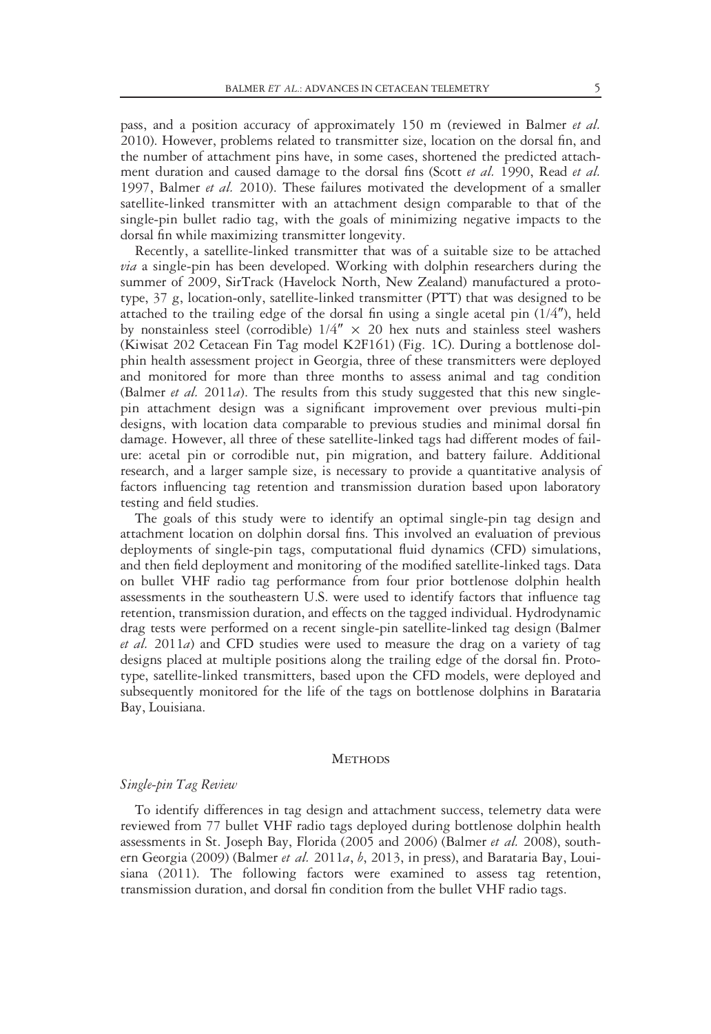pass, and a position accuracy of approximately 150 m (reviewed in Balmer *et al.* 2010). However, problems related to transmitter size, location on the dorsal fin, and the number of attachment pins have, in some cases, shortened the predicted attachment duration and caused damage to the dorsal fins (Scott *et al.* 1990, Read *et al.* 1997, Balmer *et al.* 2010). These failures motivated the development of a smaller satellite-linked transmitter with an attachment design comparable to that of the single-pin bullet radio tag, with the goals of minimizing negative impacts to the dorsal fin while maximizing transmitter longevity.

Recently, a satellite-linked transmitter that was of a suitable size to be attached *via* a single-pin has been developed. Working with dolphin researchers during the summer of 2009, SirTrack (Havelock North, New Zealand) manufactured a prototype, 37 g, location-only, satellite-linked transmitter (PTT) that was designed to be attached to the trailing edge of the dorsal fin using a single acetal pin (1/4″), held by nonstainless steel (corrodible) 1/4″ × 20 hex nuts and stainless steel washers (Kiwisat 202 Cetacean Fin Tag model K2F161) (Fig. 1C). During a bottlenose dolphin health assessment project in Georgia, three of these transmitters were deployed and monitored for more than three months to assess animal and tag condition (Balmer *et al.* 2011*a*). The results from this study suggested that this new single-pin attachment design was a significant improvement over previous multi-pin designs, with location data comparable to previous studies and minimal dorsal fin damage. However, all three of these satellite-linked tags had different modes of failure: acetal pin or corrodible nut, pin migration, and battery failure. Additional research, and a larger sample size, is necessary to provide a quantitative analysis of factors influencing tag retention and transmission duration based upon laboratory testing and field studies.

The goals of this study were to identify an optimal single-pin tag design and attachment location on dolphin dorsal fins. This involved an evaluation of previous deployments of single-pin tags, computational fluid dynamics (CFD) simulations, and then field deployment and monitoring of the modified satellite-linked tags. Data on bullet VHF radio tag performance from four prior bottlenose dolphin health assessments in the southeastern U.S. were used to identify factors that influence tag retention, transmission duration, and effects on the tagged individual. Hydrodynamic drag tests were performed on a recent single-pin satellite-linked tag design (Balmer *et al.* 2011*a*) and CFD studies were used to measure the drag on a variety of tag designs placed at multiple positions along the trailing edge of the dorsal fin. Prototype, satellite-linked transmitters, based upon the CFD models, were deployed and subsequently monitored for the life of the tags on bottlenose dolphins in Barataria Bay, Louisiana.

## Methods

### *Single-pin Tag Review*

To identify differences in tag design and attachment success, telemetry data were reviewed from 77 bullet VHF radio tags deployed during bottlenose dolphin health assessments in St. Joseph Bay, Florida (2005 and 2006) (Balmer *et al.* 2008), southern Georgia (2009) (Balmer *et al.* 2011*a*, *b*, 2013, in press), and Barataria Bay, Louisiana (2011). The following factors were examined to assess tag retention, transmission duration, and dorsal fin condition from the bullet VHF radio tags.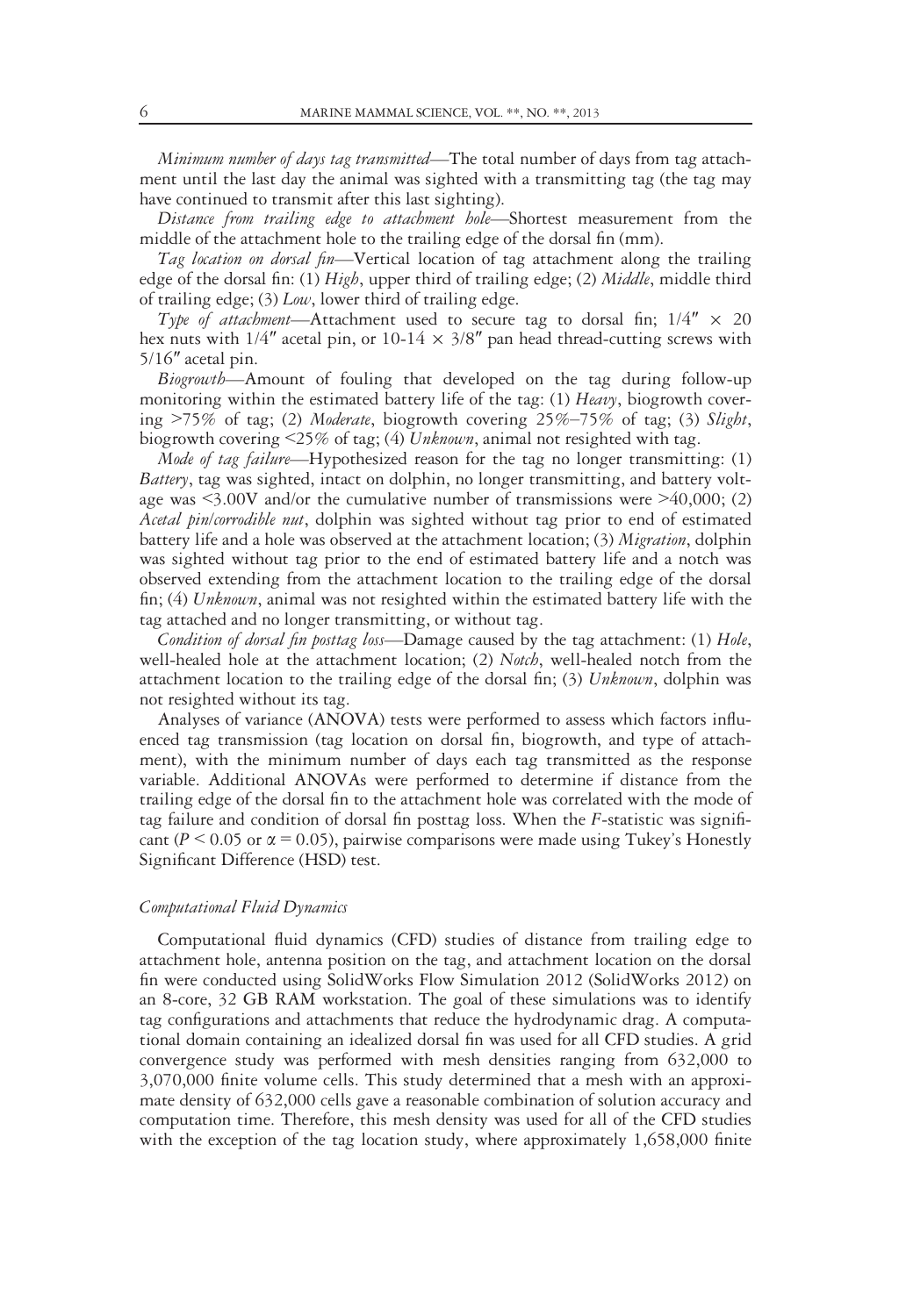*Minimum number of days tag transmitted*—The total number of days from tag attachment until the last day the animal was sighted with a transmitting tag (the tag may have continued to transmit after this last sighting).

*Distance from trailing edge to attachment hole*—Shortest measurement from the middle of the attachment hole to the trailing edge of the dorsal fin (mm).

*Tag location on dorsal fin*—Vertical location of tag attachment along the trailing edge of the dorsal fin: (1) *High*, upper third of trailing edge; (2) *Middle*, middle third of trailing edge; (3) *Low*, lower third of trailing edge.

*Type of attachment*—Attachment used to secure tag to dorsal fin; 1/4″ × 20 hex nuts with 1/4″ acetal pin, or 10-14 × 3/8″ pan head thread-cutting screws with 5/16″ acetal pin.

*Biogrowth*—Amount of fouling that developed on the tag during follow-up monitoring within the estimated battery life of the tag: (1) *Heavy*, biogrowth covering >75% of tag; (2) *Moderate*, biogrowth covering 25%–75% of tag; (3) *Slight*, biogrowth covering <25% of tag; (4) *Unknown*, animal not resighted with tag.

*Mode of tag failure*—Hypothesized reason for the tag no longer transmitting: (1) *Battery*, tag was sighted, intact on dolphin, no longer transmitting, and battery voltage was <3.00V and/or the cumulative number of transmissions were >40,000; (2) *Acetal pin/corrodible nut*, dolphin was sighted without tag prior to end of estimated battery life and a hole was observed at the attachment location; (3) *Migration*, dolphin was sighted without tag prior to the end of estimated battery life and a notch was observed extending from the attachment location to the trailing edge of the dorsal fin; (4) *Unknown*, animal was not resighted within the estimated battery life with the tag attached and no longer transmitting, or without tag.

*Condition of dorsal fin posttag loss*—Damage caused by the tag attachment: (1) *Hole*, well-healed hole at the attachment location; (2) *Notch*, well-healed notch from the attachment location to the trailing edge of the dorsal fin; (3) *Unknown*, dolphin was not resighted without its tag.

Analyses of variance (ANOVA) tests were performed to assess which factors influenced tag transmission (tag location on dorsal fin, biogrowth, and type of attachment), with the minimum number of days each tag transmitted as the response variable. Additional ANOVAs were performed to determine if distance from the trailing edge of the dorsal fin to the attachment hole was correlated with the mode of tag failure and condition of dorsal fin posttag loss. When the $F$-statistic was significant ($P < 0.05$ or $\alpha = 0.05$), pairwise comparisons were made using Tukey's Honestly Significant Difference (HSD) test.

### *Computational Fluid Dynamics*

Computational fluid dynamics (CFD) studies of distance from trailing edge to attachment hole, antenna position on the tag, and attachment location on the dorsal fin were conducted using SolidWorks Flow Simulation 2012 (SolidWorks 2012) on an 8-core, 32 GB RAM workstation. The goal of these simulations was to identify tag configurations and attachments that reduce the hydrodynamic drag. A computational domain containing an idealized dorsal fin was used for all CFD studies. A grid convergence study was performed with mesh densities ranging from 632,000 to 3,070,000 finite volume cells. This study determined that a mesh with an approximate density of 632,000 cells gave a reasonable combination of solution accuracy and computation time. Therefore, this mesh density was used for all of the CFD studies with the exception of the tag location study, where approximately 1,658,000 finite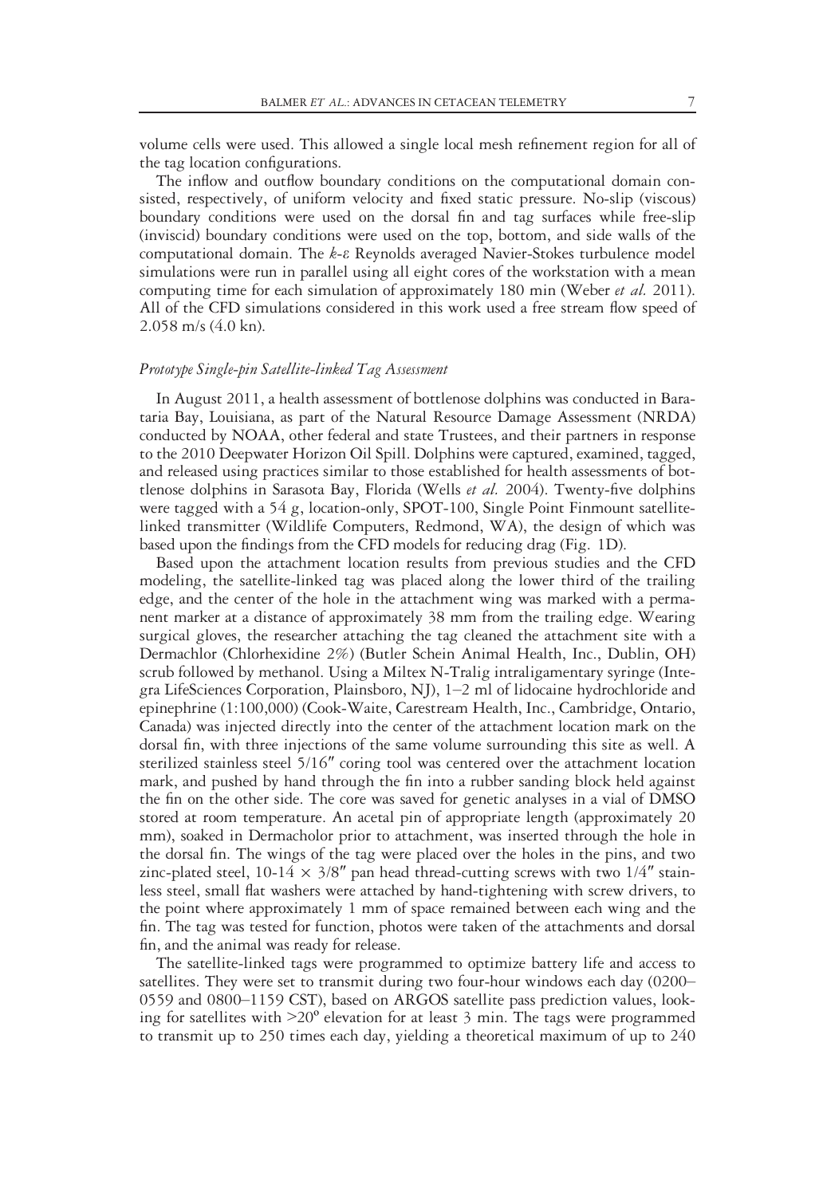volume cells were used. This allowed a single local mesh refinement region for all of the tag location configurations.

The inflow and outflow boundary conditions on the computational domain consisted, respectively, of uniform velocity and fixed static pressure. No-slip (viscous) boundary conditions were used on the dorsal fin and tag surfaces while free-slip (inviscid) boundary conditions were used on the top, bottom, and side walls of the computational domain. The $k$-$\varepsilon$ Reynolds averaged Navier-Stokes turbulence model simulations were run in parallel using all eight cores of the workstation with a mean computing time for each simulation of approximately 180 min (Weber *et al.* 2011). All of the CFD simulations considered in this work used a free stream flow speed of 2.058 m/s (4.0 kn).

### *Prototype Single-pin Satellite-linked Tag Assessment*

In August 2011, a health assessment of bottlenose dolphins was conducted in Barataria Bay, Louisiana, as part of the Natural Resource Damage Assessment (NRDA) conducted by NOAA, other federal and state Trustees, and their partners in response to the 2010 Deepwater Horizon Oil Spill. Dolphins were captured, examined, tagged, and released using practices similar to those established for health assessments of bottlenose dolphins in Sarasota Bay, Florida (Wells *et al.* 2004). Twenty-five dolphins were tagged with a 54 g, location-only, SPOT-100, Single Point Finmount satellite-linked transmitter (Wildlife Computers, Redmond, WA), the design of which was based upon the findings from the CFD models for reducing drag (Fig. 1D).

Based upon the attachment location results from previous studies and the CFD modeling, the satellite-linked tag was placed along the lower third of the trailing edge, and the center of the hole in the attachment wing was marked with a permanent marker at a distance of approximately 38 mm from the trailing edge. Wearing surgical gloves, the researcher attaching the tag cleaned the attachment site with a Dermachlor (Chlorhexidine 2%) (Butler Schein Animal Health, Inc., Dublin, OH) scrub followed by methanol. Using a Miltex N-Tralig intraligamentary syringe (Integra LifeSciences Corporation, Plainsboro, NJ), 1–2 ml of lidocaine hydrochloride and epinephrine (1:100,000) (Cook-Waite, Carestream Health, Inc., Cambridge, Ontario, Canada) was injected directly into the center of the attachment location mark on the dorsal fin, with three injections of the same volume surrounding this site as well. A sterilized stainless steel 5/16″ coring tool was centered over the attachment location mark, and pushed by hand through the fin into a rubber sanding block held against the fin on the other side. The core was saved for genetic analyses in a vial of DMSO stored at room temperature. An acetal pin of appropriate length (approximately 20 mm), soaked in Dermacholor prior to attachment, was inserted through the hole in the dorsal fin. The wings of the tag were placed over the holes in the pins, and two zinc-plated steel, 10-14 × 3/8″ pan head thread-cutting screws with two 1/4″ stainless steel, small flat washers were attached by hand-tightening with screw drivers, to the point where approximately 1 mm of space remained between each wing and the fin. The tag was tested for function, photos were taken of the attachments and dorsal fin, and the animal was ready for release.

The satellite-linked tags were programmed to optimize battery life and access to satellites. They were set to transmit during two four-hour windows each day (0200–0559 and 0800–1159 CST), based on ARGOS satellite pass prediction values, looking for satellites with >20° elevation for at least 3 min. The tags were programmed to transmit up to 250 times each day, yielding a theoretical maximum of up to 240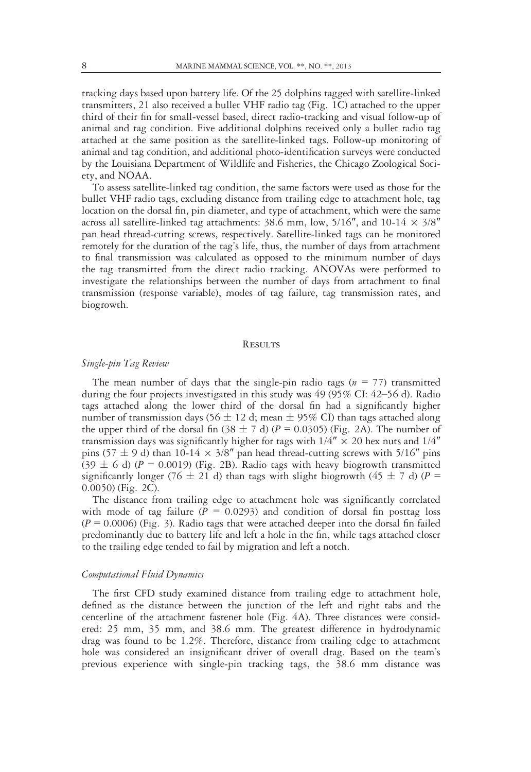tracking days based upon battery life. Of the 25 dolphins tagged with satellite-linked transmitters, 21 also received a bullet VHF radio tag (Fig. 1C) attached to the upper third of their fin for small-vessel based, direct radio-tracking and visual follow-up of animal and tag condition. Five additional dolphins received only a bullet radio tag attached at the same position as the satellite-linked tags. Follow-up monitoring of animal and tag condition, and additional photo-identification surveys were conducted by the Louisiana Department of Wildlife and Fisheries, the Chicago Zoological Society, and NOAA.

To assess satellite-linked tag condition, the same factors were used as those for the bullet VHF radio tags, excluding distance from trailing edge to attachment hole, tag location on the dorsal fin, pin diameter, and type of attachment, which were the same across all satellite-linked tag attachments: 38.6 mm, low, 5/16″, and 10-14 × 3/8″ pan head thread-cutting screws, respectively. Satellite-linked tags can be monitored remotely for the duration of the tag's life, thus, the number of days from attachment to final transmission was calculated as opposed to the minimum number of days the tag transmitted from the direct radio tracking. ANOVAs were performed to investigate the relationships between the number of days from attachment to final transmission (response variable), modes of tag failure, tag transmission rates, and biogrowth.

## Results

### *Single-pin Tag Review*

The mean number of days that the single-pin radio tags ($n = 77$) transmitted during the four projects investigated in this study was 49 (95% CI: 42–56 d). Radio tags attached along the lower third of the dorsal fin had a significantly higher number of transmission days (56 ± 12 d; mean ± 95% CI) than tags attached along the upper third of the dorsal fin (38 ± 7 d) ($P = 0.0305$) (Fig. 2A). The number of transmission days was significantly higher for tags with 1/4″ × 20 hex nuts and 1/4″ pins (57 ± 9 d) than 10-14 × 3/8″ pan head thread-cutting screws with 5/16″ pins (39 ± 6 d) ($P = 0.0019$) (Fig. 2B). Radio tags with heavy biogrowth transmitted significantly longer (76 ± 21 d) than tags with slight biogrowth (45 ± 7 d) ($P = 0.0050$) (Fig. 2C).

The distance from trailing edge to attachment hole was significantly correlated with mode of tag failure ($P = 0.0293$) and condition of dorsal fin posttag loss ($P = 0.0006$) (Fig. 3). Radio tags that were attached deeper into the dorsal fin failed predominantly due to battery life and left a hole in the fin, while tags attached closer to the trailing edge tended to fail by migration and left a notch.

### *Computational Fluid Dynamics*

The first CFD study examined distance from trailing edge to attachment hole, defined as the distance between the junction of the left and right tabs and the centerline of the attachment fastener hole (Fig. 4A). Three distances were considered: 25 mm, 35 mm, and 38.6 mm. The greatest difference in hydrodynamic drag was found to be 1.2%. Therefore, distance from trailing edge to attachment hole was considered an insignificant driver of overall drag. Based on the team's previous experience with single-pin tracking tags, the 38.6 mm distance was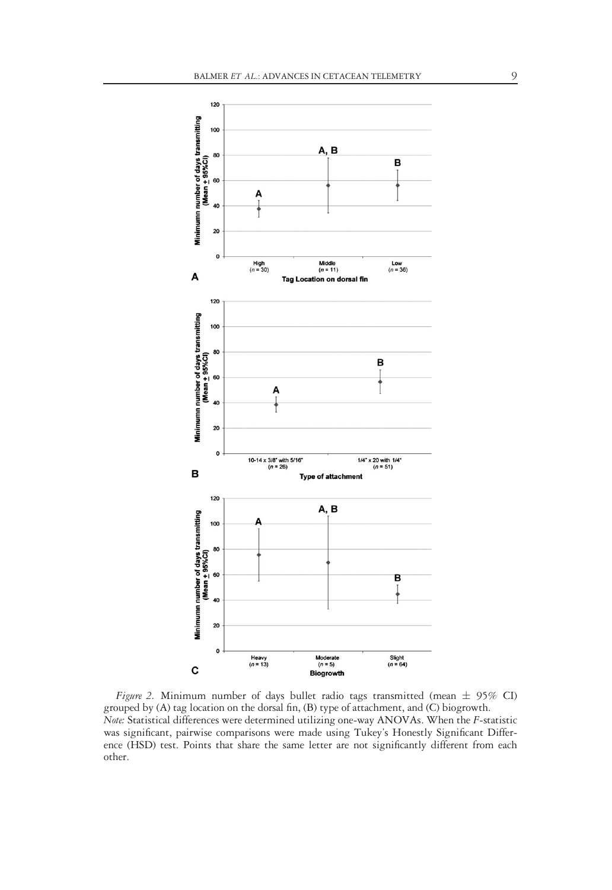*Figure 2.* Minimum number of days bullet radio tags transmitted (mean ± 95% CI) grouped by (A) tag location on the dorsal fin, (B) type of attachment, and (C) biogrowth.
*Note:* Statistical differences were determined utilizing one-way ANOVAs. When the $F$-statistic was significant, pairwise comparisons were made using Tukey's Honestly Significant Difference (HSD) test. Points that share the same letter are not significantly different from each other.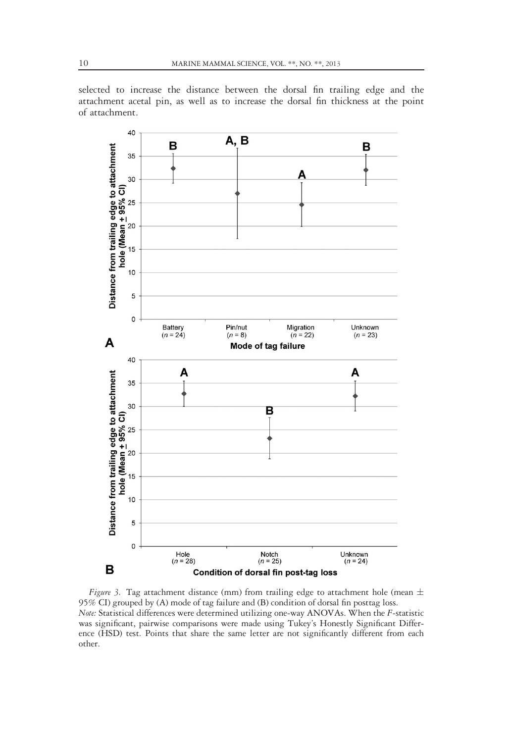selected to increase the distance between the dorsal fin trailing edge and the attachment acetal pin, as well as to increase the dorsal fin thickness at the point of attachment.

*Figure 3.* Tag attachment distance (mm) from trailing edge to attachment hole (mean ± 95% CI) grouped by (A) mode of tag failure and (B) condition of dorsal fin posttag loss.
*Note:* Statistical differences were determined utilizing one-way ANOVAs. When the *F*-statistic was significant, pairwise comparisons were made using Tukey's Honestly Significant Difference (HSD) test. Points that share the same letter are not significantly different from each other.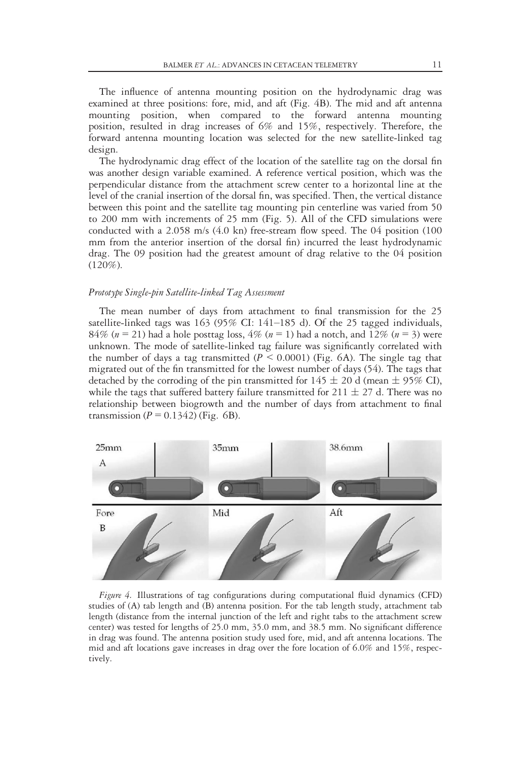The influence of antenna mounting position on the hydrodynamic drag was examined at three positions: fore, mid, and aft (Fig. 4B). The mid and aft antenna mounting position, when compared to the forward antenna mounting position, resulted in drag increases of 6% and 15%, respectively. Therefore, the forward antenna mounting location was selected for the new satellite-linked tag design.

The hydrodynamic drag effect of the location of the satellite tag on the dorsal fin was another design variable examined. A reference vertical position, which was the perpendicular distance from the attachment screw center to a horizontal line at the level of the cranial insertion of the dorsal fin, was specified. Then, the vertical distance between this point and the satellite tag mounting pin centerline was varied from 50 to 200 mm with increments of 25 mm (Fig. 5). All of the CFD simulations were conducted with a 2.058 m/s (4.0 kn) free-stream flow speed. The 04 position (100 mm from the anterior insertion of the dorsal fin) incurred the least hydrodynamic drag. The 09 position had the greatest amount of drag relative to the 04 position (120%).

### *Prototype Single-pin Satellite-linked Tag Assessment*

The mean number of days from attachment to final transmission for the 25 satellite-linked tags was 163 (95% CI: 141–185 d). Of the 25 tagged individuals, 84% ($n = 21$) had a hole posttag loss, 4% ($n = 1$) had a notch, and 12% ($n = 3$) were unknown. The mode of satellite-linked tag failure was significantly correlated with the number of days a tag transmitted ($P < 0.0001$) (Fig. 6A). The single tag that migrated out of the fin transmitted for the lowest number of days (54). The tags that detached by the corroding of the pin transmitted for $145 \pm 20$ d (mean $\pm$ 95% CI), while the tags that suffered battery failure transmitted for $211 \pm 27$ d. There was no relationship between biogrowth and the number of days from attachment to final transmission ($P = 0.1342$) (Fig. 6B).

*Figure 4.* Illustrations of tag configurations during computational fluid dynamics (CFD) studies of (A) tab length and (B) antenna position. For the tab length study, attachment tab length (distance from the internal junction of the left and right tabs to the attachment screw center) was tested for lengths of 25.0 mm, 35.0 mm, and 38.5 mm. No significant difference in drag was found. The antenna position study used fore, mid, and aft antenna locations. The mid and aft locations gave increases in drag over the fore location of 6.0% and 15%, respectively.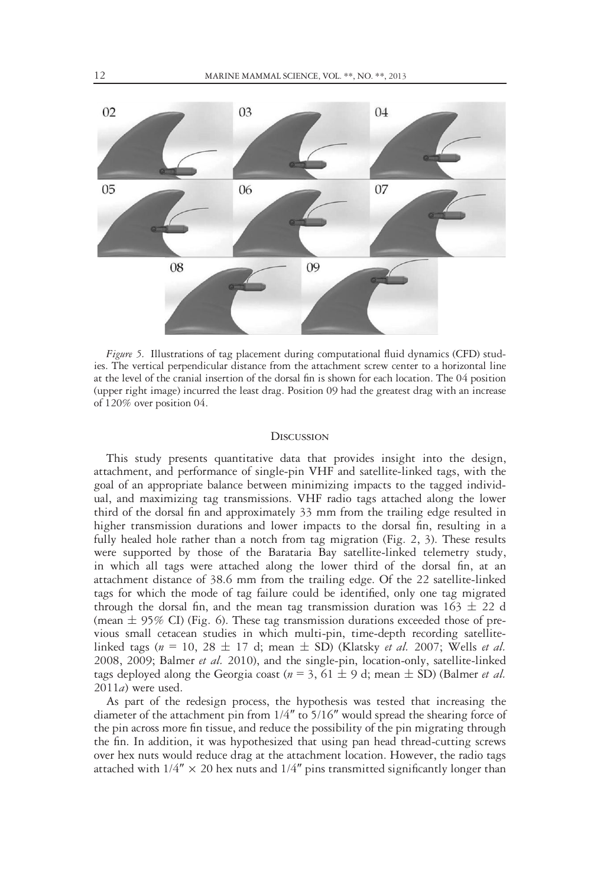*Figure 5.* Illustrations of tag placement during computational fluid dynamics (CFD) studies. The vertical perpendicular distance from the attachment screw center to a horizontal line at the level of the cranial insertion of the dorsal fin is shown for each location. The 04 position (upper right image) incurred the least drag. Position 09 had the greatest drag with an increase of 120% over position 04.

## Discussion

This study presents quantitative data that provides insight into the design, attachment, and performance of single-pin VHF and satellite-linked tags, with the goal of an appropriate balance between minimizing impacts to the tagged individual, and maximizing tag transmissions. VHF radio tags attached along the lower third of the dorsal fin and approximately 33 mm from the trailing edge resulted in higher transmission durations and lower impacts to the dorsal fin, resulting in a fully healed hole rather than a notch from tag migration (Fig. 2, 3). These results were supported by those of the Barataria Bay satellite-linked telemetry study, in which all tags were attached along the lower third of the dorsal fin, at an attachment distance of 38.6 mm from the trailing edge. Of the 22 satellite-linked tags for which the mode of tag failure could be identified, only one tag migrated through the dorsal fin, and the mean tag transmission duration was 163 ± 22 d (mean ± 95% CI) (Fig. 6). These tag transmission durations exceeded those of previous small cetacean studies in which multi-pin, time-depth recording satellite-linked tags ($n$ = 10, 28 ± 17 d; mean ± SD) (Klatsky *et al.* 2007; Wells *et al.* 2008, 2009; Balmer *et al.* 2010), and the single-pin, location-only, satellite-linked tags deployed along the Georgia coast ($n$ = 3, 61 ± 9 d; mean ± SD) (Balmer *et al.* 2011*a*) were used.

As part of the redesign process, the hypothesis was tested that increasing the diameter of the attachment pin from 1/4″ to 5/16″ would spread the shearing force of the pin across more fin tissue, and reduce the possibility of the pin migrating through the fin. In addition, it was hypothesized that using pan head thread-cutting screws over hex nuts would reduce drag at the attachment location. However, the radio tags attached with 1/4″ × 20 hex nuts and 1/4″ pins transmitted significantly longer than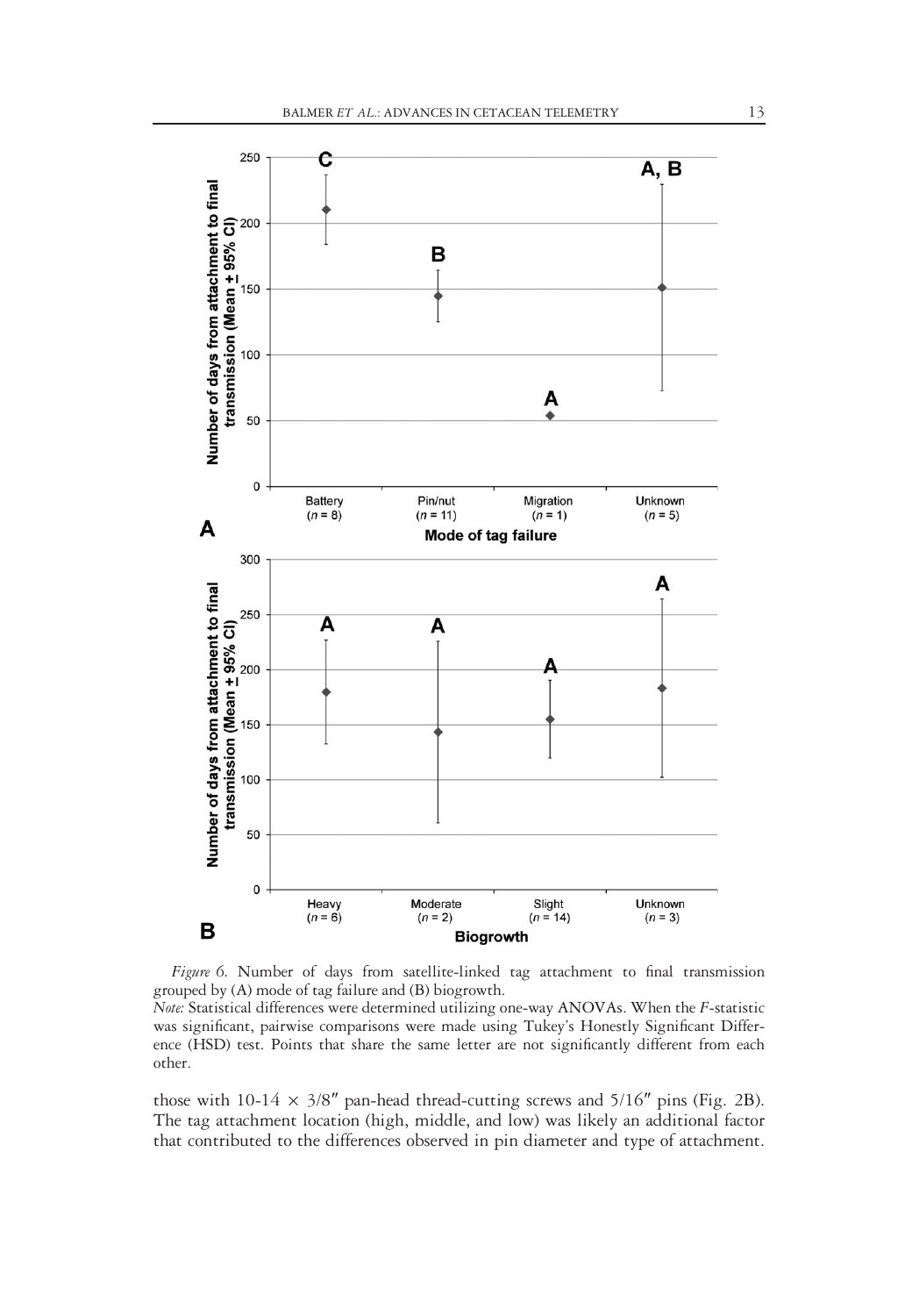*Figure 6.* Number of days from satellite-linked tag attachment to final transmission grouped by (A) mode of tag failure and (B) biogrowth.

*Note:* Statistical differences were determined utilizing one-way ANOVAs. When the *F*-statistic was significant, pairwise comparisons were made using Tukey's Honestly Significant Difference (HSD) test. Points that share the same letter are not significantly different from each other.

those with 10-14 × 3/8″ pan-head thread-cutting screws and 5/16″ pins (Fig. 2B). The tag attachment location (high, middle, and low) was likely an additional factor that contributed to the differences observed in pin diameter and type of attachment.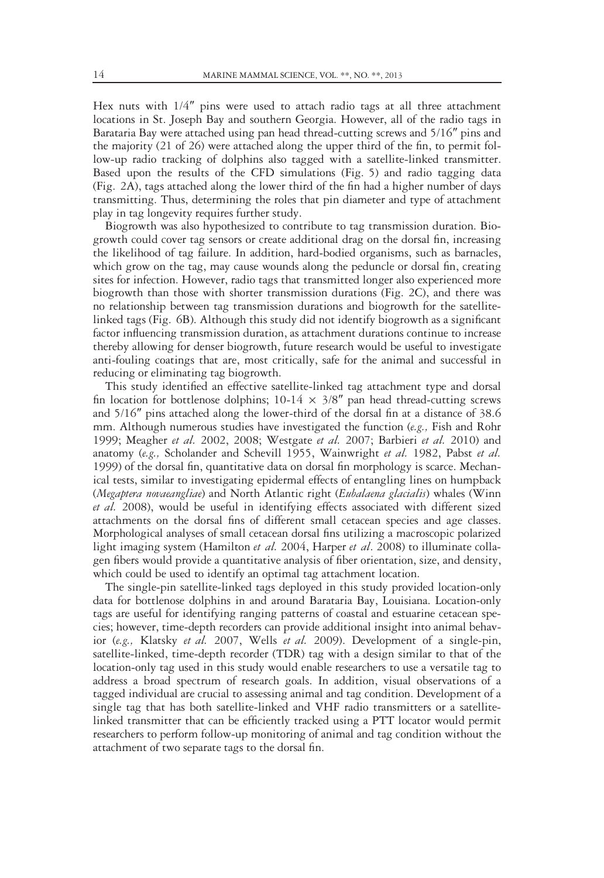Hex nuts with 1/4″ pins were used to attach radio tags at all three attachment locations in St. Joseph Bay and southern Georgia. However, all of the radio tags in Barataria Bay were attached using pan head thread-cutting screws and 5/16″ pins and the majority (21 of 26) were attached along the upper third of the fin, to permit follow-up radio tracking of dolphins also tagged with a satellite-linked transmitter. Based upon the results of the CFD simulations (Fig. 5) and radio tagging data (Fig. 2A), tags attached along the lower third of the fin had a higher number of days transmitting. Thus, determining the roles that pin diameter and type of attachment play in tag longevity requires further study.

Biogrowth was also hypothesized to contribute to tag transmission duration. Biogrowth could cover tag sensors or create additional drag on the dorsal fin, increasing the likelihood of tag failure. In addition, hard-bodied organisms, such as barnacles, which grow on the tag, may cause wounds along the peduncle or dorsal fin, creating sites for infection. However, radio tags that transmitted longer also experienced more biogrowth than those with shorter transmission durations (Fig. 2C), and there was no relationship between tag transmission durations and biogrowth for the satellite-linked tags (Fig. 6B). Although this study did not identify biogrowth as a significant factor influencing transmission duration, as attachment durations continue to increase thereby allowing for denser biogrowth, future research would be useful to investigate anti-fouling coatings that are, most critically, safe for the animal and successful in reducing or eliminating tag biogrowth.

This study identified an effective satellite-linked tag attachment type and dorsal fin location for bottlenose dolphins; 10-14 × 3/8″ pan head thread-cutting screws and 5/16″ pins attached along the lower-third of the dorsal fin at a distance of 38.6 mm. Although numerous studies have investigated the function (*e.g.,* Fish and Rohr 1999; Meagher *et al.* 2002, 2008; Westgate *et al.* 2007; Barbieri *et al.* 2010) and anatomy (*e.g.,* Scholander and Schevill 1955, Wainwright *et al.* 1982, Pabst *et al.* 1999) of the dorsal fin, quantitative data on dorsal fin morphology is scarce. Mechanical tests, similar to investigating epidermal effects of entangling lines on humpback (*Megaptera novaeangliae*) and North Atlantic right (*Eubalaena glacialis*) whales (Winn *et al.* 2008), would be useful in identifying effects associated with different sized attachments on the dorsal fins of different small cetacean species and age classes. Morphological analyses of small cetacean dorsal fins utilizing a macroscopic polarized light imaging system (Hamilton *et al.* 2004, Harper *et al*. 2008) to illuminate collagen fibers would provide a quantitative analysis of fiber orientation, size, and density, which could be used to identify an optimal tag attachment location.

The single-pin satellite-linked tags deployed in this study provided location-only data for bottlenose dolphins in and around Barataria Bay, Louisiana. Location-only tags are useful for identifying ranging patterns of coastal and estuarine cetacean species; however, time-depth recorders can provide additional insight into animal behavior (*e.g.,* Klatsky *et al.* 2007, Wells *et al.* 2009). Development of a single-pin, satellite-linked, time-depth recorder (TDR) tag with a design similar to that of the location-only tag used in this study would enable researchers to use a versatile tag to address a broad spectrum of research goals. In addition, visual observations of a tagged individual are crucial to assessing animal and tag condition. Development of a single tag that has both satellite-linked and VHF radio transmitters or a satellite-linked transmitter that can be efficiently tracked using a PTT locator would permit researchers to perform follow-up monitoring of animal and tag condition without the attachment of two separate tags to the dorsal fin.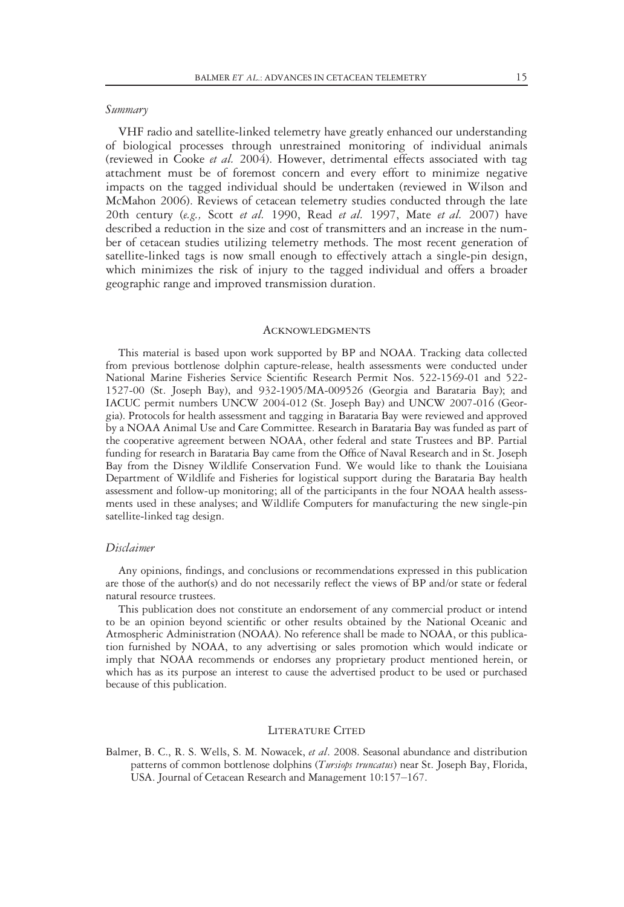### *Summary*

VHF radio and satellite-linked telemetry have greatly enhanced our understanding of biological processes through unrestrained monitoring of individual animals (reviewed in Cooke *et al.* 2004). However, detrimental effects associated with tag attachment must be of foremost concern and every effort to minimize negative impacts on the tagged individual should be undertaken (reviewed in Wilson and McMahon 2006). Reviews of cetacean telemetry studies conducted through the late 20th century (*e.g.,* Scott *et al.* 1990, Read *et al.* 1997, Mate *et al.* 2007) have described a reduction in the size and cost of transmitters and an increase in the number of cetacean studies utilizing telemetry methods. The most recent generation of satellite-linked tags is now small enough to effectively attach a single-pin design, which minimizes the risk of injury to the tagged individual and offers a broader geographic range and improved transmission duration.

## Acknowledgments

This material is based upon work supported by BP and NOAA. Tracking data collected from previous bottlenose dolphin capture-release, health assessments were conducted under National Marine Fisheries Service Scientific Research Permit Nos. 522-1569-01 and 522-1527-00 (St. Joseph Bay), and 932-1905/MA-009526 (Georgia and Barataria Bay); and IACUC permit numbers UNCW 2004-012 (St. Joseph Bay) and UNCW 2007-016 (Georgia). Protocols for health assessment and tagging in Barataria Bay were reviewed and approved by a NOAA Animal Use and Care Committee. Research in Barataria Bay was funded as part of the cooperative agreement between NOAA, other federal and state Trustees and BP. Partial funding for research in Barataria Bay came from the Office of Naval Research and in St. Joseph Bay from the Disney Wildlife Conservation Fund. We would like to thank the Louisiana Department of Wildlife and Fisheries for logistical support during the Barataria Bay health assessment and follow-up monitoring; all of the participants in the four NOAA health assessments used in these analyses; and Wildlife Computers for manufacturing the new single-pin satellite-linked tag design.

### *Disclaimer*

Any opinions, findings, and conclusions or recommendations expressed in this publication are those of the author(s) and do not necessarily reflect the views of BP and/or state or federal natural resource trustees.

This publication does not constitute an endorsement of any commercial product or intend to be an opinion beyond scientific or other results obtained by the National Oceanic and Atmospheric Administration (NOAA). No reference shall be made to NOAA, or this publication furnished by NOAA, to any advertising or sales promotion which would indicate or imply that NOAA recommends or endorses any proprietary product mentioned herein, or which has as its purpose an interest to cause the advertised product to be used or purchased because of this publication.

## Literature Cited

Balmer, B. C., R. S. Wells, S. M. Nowacek, *et al*. 2008. Seasonal abundance and distribution patterns of common bottlenose dolphins (*Tursiops truncatus*) near St. Joseph Bay, Florida, USA. Journal of Cetacean Research and Management 10:157–167.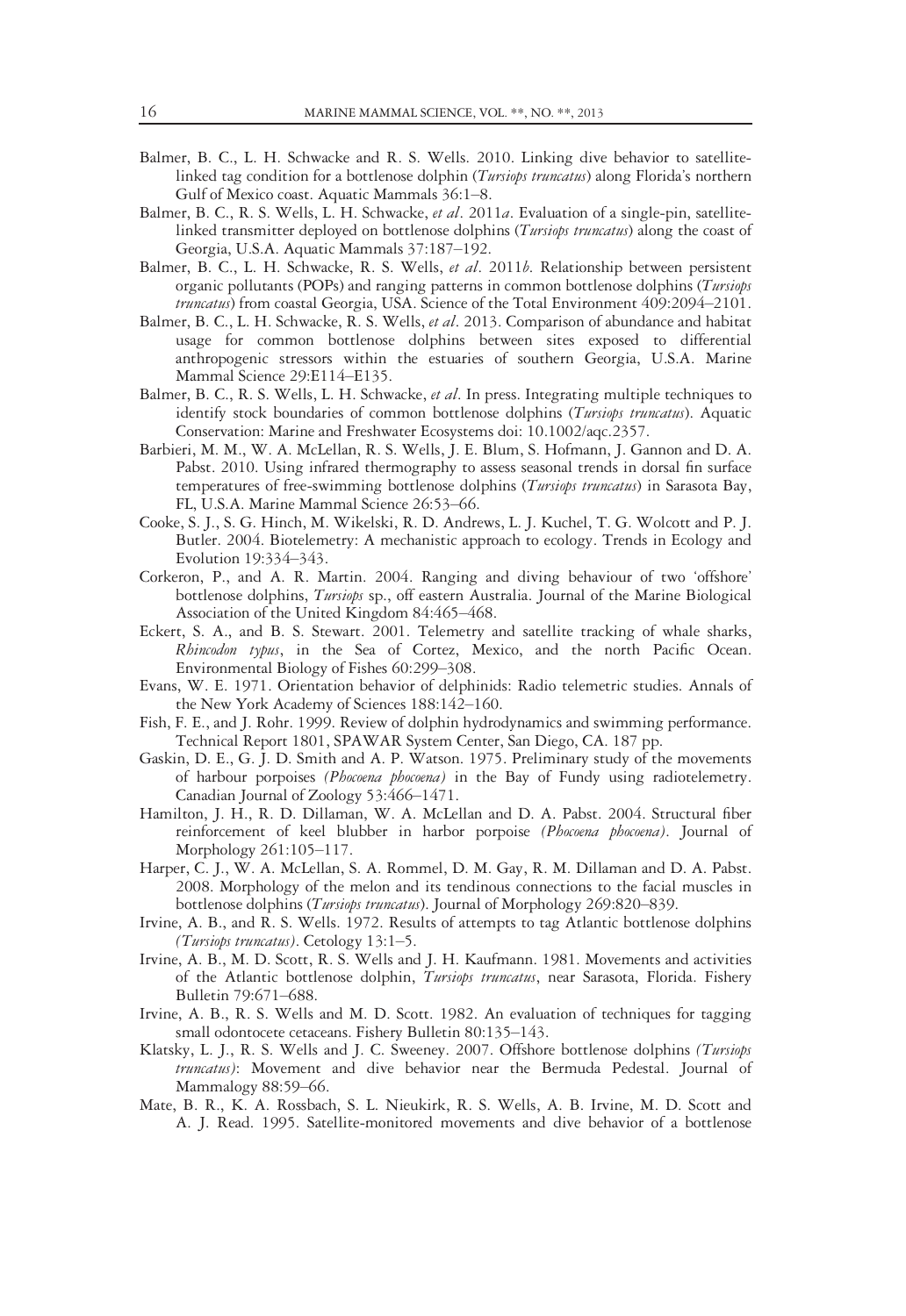Balmer, B. C., L. H. Schwacke and R. S. Wells. 2010. Linking dive behavior to satellite-linked tag condition for a bottlenose dolphin (*Tursiops truncatus*) along Florida's northern Gulf of Mexico coast. Aquatic Mammals 36:1–8.

Balmer, B. C., R. S. Wells, L. H. Schwacke, *et al*. 2011*a*. Evaluation of a single-pin, satellite-linked transmitter deployed on bottlenose dolphins (*Tursiops truncatus*) along the coast of Georgia, U.S.A. Aquatic Mammals 37:187–192.

Balmer, B. C., L. H. Schwacke, R. S. Wells, *et al*. 2011*b*. Relationship between persistent organic pollutants (POPs) and ranging patterns in common bottlenose dolphins (*Tursiops truncatus*) from coastal Georgia, USA. Science of the Total Environment 409:2094–2101.

Balmer, B. C., L. H. Schwacke, R. S. Wells, *et al*. 2013. Comparison of abundance and habitat usage for common bottlenose dolphins between sites exposed to differential anthropogenic stressors within the estuaries of southern Georgia, U.S.A. Marine Mammal Science 29:E114–E135.

Balmer, B. C., R. S. Wells, L. H. Schwacke, *et al*. In press. Integrating multiple techniques to identify stock boundaries of common bottlenose dolphins (*Tursiops truncatus*). Aquatic Conservation: Marine and Freshwater Ecosystems doi: 10.1002/aqc.2357.

Barbieri, M. M., W. A. McLellan, R. S. Wells, J. E. Blum, S. Hofmann, J. Gannon and D. A. Pabst. 2010. Using infrared thermography to assess seasonal trends in dorsal fin surface temperatures of free-swimming bottlenose dolphins (*Tursiops truncatus*) in Sarasota Bay, FL, U.S.A. Marine Mammal Science 26:53–66.

Cooke, S. J., S. G. Hinch, M. Wikelski, R. D. Andrews, L. J. Kuchel, T. G. Wolcott and P. J. Butler. 2004. Biotelemetry: A mechanistic approach to ecology. Trends in Ecology and Evolution 19:334–343.

Corkeron, P., and A. R. Martin. 2004. Ranging and diving behaviour of two 'offshore' bottlenose dolphins, *Tursiops* sp., off eastern Australia. Journal of the Marine Biological Association of the United Kingdom 84:465–468.

Eckert, S. A., and B. S. Stewart. 2001. Telemetry and satellite tracking of whale sharks, *Rhincodon typus*, in the Sea of Cortez, Mexico, and the north Pacific Ocean. Environmental Biology of Fishes 60:299–308.

Evans, W. E. 1971. Orientation behavior of delphinids: Radio telemetric studies. Annals of the New York Academy of Sciences 188:142–160.

Fish, F. E., and J. Rohr. 1999. Review of dolphin hydrodynamics and swimming performance. Technical Report 1801, SPAWAR System Center, San Diego, CA. 187 pp.

Gaskin, D. E., G. J. D. Smith and A. P. Watson. 1975. Preliminary study of the movements of harbour porpoises *(Phocoena phocoena)* in the Bay of Fundy using radiotelemetry. Canadian Journal of Zoology 53:466–1471.

Hamilton, J. H., R. D. Dillaman, W. A. McLellan and D. A. Pabst. 2004. Structural fiber reinforcement of keel blubber in harbor porpoise *(Phocoena phocoena)*. Journal of Morphology 261:105–117.

Harper, C. J., W. A. McLellan, S. A. Rommel, D. M. Gay, R. M. Dillaman and D. A. Pabst. 2008. Morphology of the melon and its tendinous connections to the facial muscles in bottlenose dolphins (*Tursiops truncatus*). Journal of Morphology 269:820–839.

Irvine, A. B., and R. S. Wells. 1972. Results of attempts to tag Atlantic bottlenose dolphins *(Tursiops truncatus)*. Cetology 13:1–5.

Irvine, A. B., M. D. Scott, R. S. Wells and J. H. Kaufmann. 1981. Movements and activities of the Atlantic bottlenose dolphin, *Tursiops truncatus*, near Sarasota, Florida. Fishery Bulletin 79:671–688.

Irvine, A. B., R. S. Wells and M. D. Scott. 1982. An evaluation of techniques for tagging small odontocete cetaceans. Fishery Bulletin 80:135–143.

Klatsky, L. J., R. S. Wells and J. C. Sweeney. 2007. Offshore bottlenose dolphins *(Tursiops truncatus)*: Movement and dive behavior near the Bermuda Pedestal. Journal of Mammalogy 88:59–66.

Mate, B. R., K. A. Rossbach, S. L. Nieukirk, R. S. Wells, A. B. Irvine, M. D. Scott and A. J. Read. 1995. Satellite-monitored movements and dive behavior of a bottlenose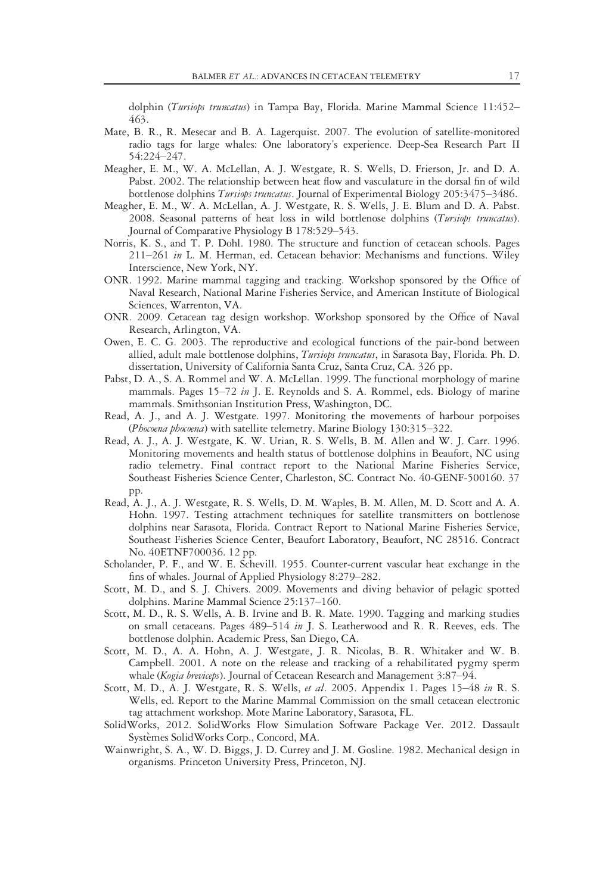dolphin (*Tursiops truncatus*) in Tampa Bay, Florida. Marine Mammal Science 11:452–463.

Mate, B. R., R. Mesecar and B. A. Lagerquist. 2007. The evolution of satellite-monitored radio tags for large whales: One laboratory's experience. Deep-Sea Research Part II 54:224–247.

Meagher, E. M., W. A. McLellan, A. J. Westgate, R. S. Wells, D. Frierson, Jr. and D. A. Pabst. 2002. The relationship between heat flow and vasculature in the dorsal fin of wild bottlenose dolphins *Tursiops truncatus*. Journal of Experimental Biology 205:3475–3486.

Meagher, E. M., W. A. McLellan, A. J. Westgate, R. S. Wells, J. E. Blum and D. A. Pabst. 2008. Seasonal patterns of heat loss in wild bottlenose dolphins (*Tursiops truncatus*). Journal of Comparative Physiology B 178:529–543.

Norris, K. S., and T. P. Dohl. 1980. The structure and function of cetacean schools. Pages 211–261 *in* L. M. Herman, ed. Cetacean behavior: Mechanisms and functions. Wiley Interscience, New York, NY.

ONR. 1992. Marine mammal tagging and tracking. Workshop sponsored by the Office of Naval Research, National Marine Fisheries Service, and American Institute of Biological Sciences, Warrenton, VA.

ONR. 2009. Cetacean tag design workshop. Workshop sponsored by the Office of Naval Research, Arlington, VA.

Owen, E. C. G. 2003. The reproductive and ecological functions of the pair-bond between allied, adult male bottlenose dolphins, *Tursiops truncatus*, in Sarasota Bay, Florida. Ph. D. dissertation, University of California Santa Cruz, Santa Cruz, CA. 326 pp.

Pabst, D. A., S. A. Rommel and W. A. McLellan. 1999. The functional morphology of marine mammals. Pages 15–72 *in* J. E. Reynolds and S. A. Rommel, eds. Biology of marine mammals. Smithsonian Institution Press, Washington, DC.

Read, A. J., and A. J. Westgate. 1997. Monitoring the movements of harbour porpoises (*Phocoena phocoena*) with satellite telemetry. Marine Biology 130:315–322.

Read, A. J., A. J. Westgate, K. W. Urian, R. S. Wells, B. M. Allen and W. J. Carr. 1996. Monitoring movements and health status of bottlenose dolphins in Beaufort, NC using radio telemetry. Final contract report to the National Marine Fisheries Service, Southeast Fisheries Science Center, Charleston, SC. Contract No. 40-GENF-500160. 37 pp.

Read, A. J., A. J. Westgate, R. S. Wells, D. M. Waples, B. M. Allen, M. D. Scott and A. A. Hohn. 1997. Testing attachment techniques for satellite transmitters on bottlenose dolphins near Sarasota, Florida. Contract Report to National Marine Fisheries Service, Southeast Fisheries Science Center, Beaufort Laboratory, Beaufort, NC 28516. Contract No. 40ETNF700036. 12 pp.

Scholander, P. F., and W. E. Schevill. 1955. Counter-current vascular heat exchange in the fins of whales. Journal of Applied Physiology 8:279–282.

Scott, M. D., and S. J. Chivers. 2009. Movements and diving behavior of pelagic spotted dolphins. Marine Mammal Science 25:137–160.

Scott, M. D., R. S. Wells, A. B. Irvine and B. R. Mate. 1990. Tagging and marking studies on small cetaceans. Pages 489–514 *in* J. S. Leatherwood and R. R. Reeves, eds. The bottlenose dolphin. Academic Press, San Diego, CA.

Scott, M. D., A. A. Hohn, A. J. Westgate, J. R. Nicolas, B. R. Whitaker and W. B. Campbell. 2001. A note on the release and tracking of a rehabilitated pygmy sperm whale (*Kogia breviceps*). Journal of Cetacean Research and Management 3:87–94.

Scott, M. D., A. J. Westgate, R. S. Wells, *et al*. 2005. Appendix 1. Pages 15–48 *in* R. S. Wells, ed. Report to the Marine Mammal Commission on the small cetacean electronic tag attachment workshop. Mote Marine Laboratory, Sarasota, FL.

SolidWorks, 2012. SolidWorks Flow Simulation Software Package Ver. 2012. Dassault Systèmes SolidWorks Corp., Concord, MA.

Wainwright, S. A., W. D. Biggs, J. D. Currey and J. M. Gosline. 1982. Mechanical design in organisms. Princeton University Press, Princeton, NJ.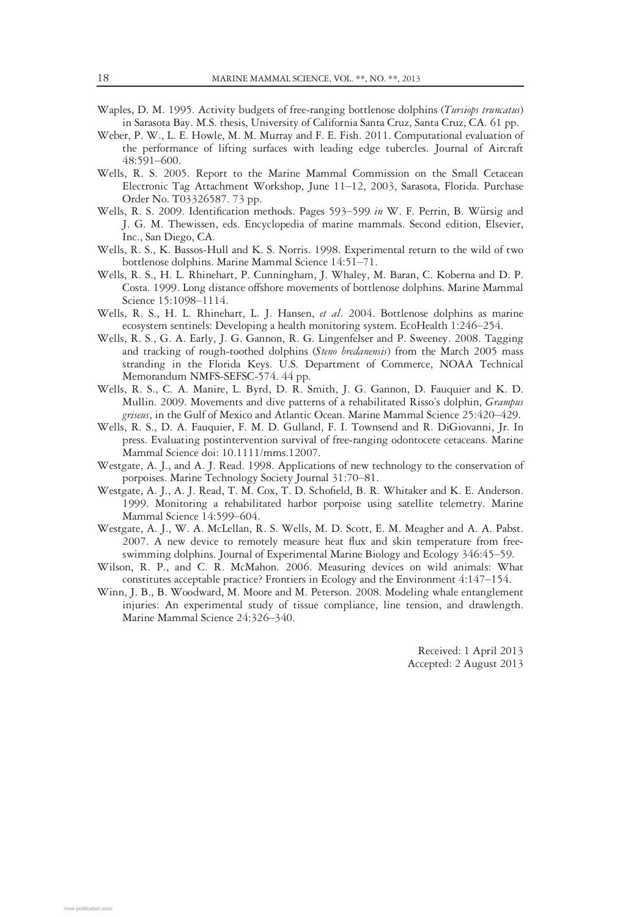Waples, D. M. 1995. Activity budgets of free-ranging bottlenose dolphins (*Tursiops truncatus*) in Sarasota Bay. M.S. thesis, University of California Santa Cruz, Santa Cruz, CA. 61 pp.

Weber, P. W., L. E. Howle, M. M. Murray and F. E. Fish. 2011. Computational evaluation of the performance of lifting surfaces with leading edge tubercles. Journal of Aircraft 48:591–600.

Wells, R. S. 2005. Report to the Marine Mammal Commission on the Small Cetacean Electronic Tag Attachment Workshop, June 11–12, 2003, Sarasota, Florida. Purchase Order No. T03326587. 73 pp.

Wells, R. S. 2009. Identification methods. Pages 593–599 *in* W. F. Perrin, B. Würsig and J. G. M. Thewissen, eds. Encyclopedia of marine mammals. Second edition, Elsevier, Inc., San Diego, CA.

Wells, R. S., K. Bassos-Hull and K. S. Norris. 1998. Experimental return to the wild of two bottlenose dolphins. Marine Mammal Science 14:51–71.

Wells, R. S., H. L. Rhinehart, P. Cunningham, J. Whaley, M. Baran, C. Koberna and D. P. Costa. 1999. Long distance offshore movements of bottlenose dolphins. Marine Mammal Science 15:1098–1114.

Wells, R. S., H. L. Rhinehart, L. J. Hansen, *et al*. 2004. Bottlenose dolphins as marine ecosystem sentinels: Developing a health monitoring system. EcoHealth 1:246–254.

Wells, R. S., G. A. Early, J. G. Gannon, R. G. Lingenfelser and P. Sweeney. 2008. Tagging and tracking of rough-toothed dolphins (*Steno bredanensis*) from the March 2005 mass stranding in the Florida Keys. U.S. Department of Commerce, NOAA Technical Memorandum NMFS-SEFSC-574. 44 pp.

Wells, R. S., C. A. Manire, L. Byrd, D. R. Smith, J. G. Gannon, D. Fauquier and K. D. Mullin. 2009. Movements and dive patterns of a rehabilitated Risso's dolphin, *Grampus griseus*, in the Gulf of Mexico and Atlantic Ocean. Marine Mammal Science 25:420–429.

Wells, R. S., D. A. Fauquier, F. M. D. Gulland, F. I. Townsend and R. DiGiovanni, Jr. In press. Evaluating postintervention survival of free-ranging odontocete cetaceans. Marine Mammal Science doi: 10.1111/mms.12007.

Westgate, A. J., and A. J. Read. 1998. Applications of new technology to the conservation of porpoises. Marine Technology Society Journal 31:70–81.

Westgate, A. J., A. J. Read, T. M. Cox, T. D. Schofield, B. R. Whitaker and K. E. Anderson. 1999. Monitoring a rehabilitated harbor porpoise using satellite telemetry. Marine Mammal Science 14:599–604.

Westgate, A. J., W. A. McLellan, R. S. Wells, M. D. Scott, E. M. Meagher and A. A. Pabst. 2007. A new device to remotely measure heat flux and skin temperature from free-swimming dolphins. Journal of Experimental Marine Biology and Ecology 346:45–59.

Wilson, R. P., and C. R. McMahon. 2006. Measuring devices on wild animals: What constitutes acceptable practice? Frontiers in Ecology and the Environment 4:147–154.

Winn, J. B., B. Woodward, M. Moore and M. Peterson. 2008. Modeling whale entanglement injuries: An experimental study of tissue compliance, line tension, and drawlength. Marine Mammal Science 24:326–340.

Received: 1 April 2013
Accepted: 2 August 2013